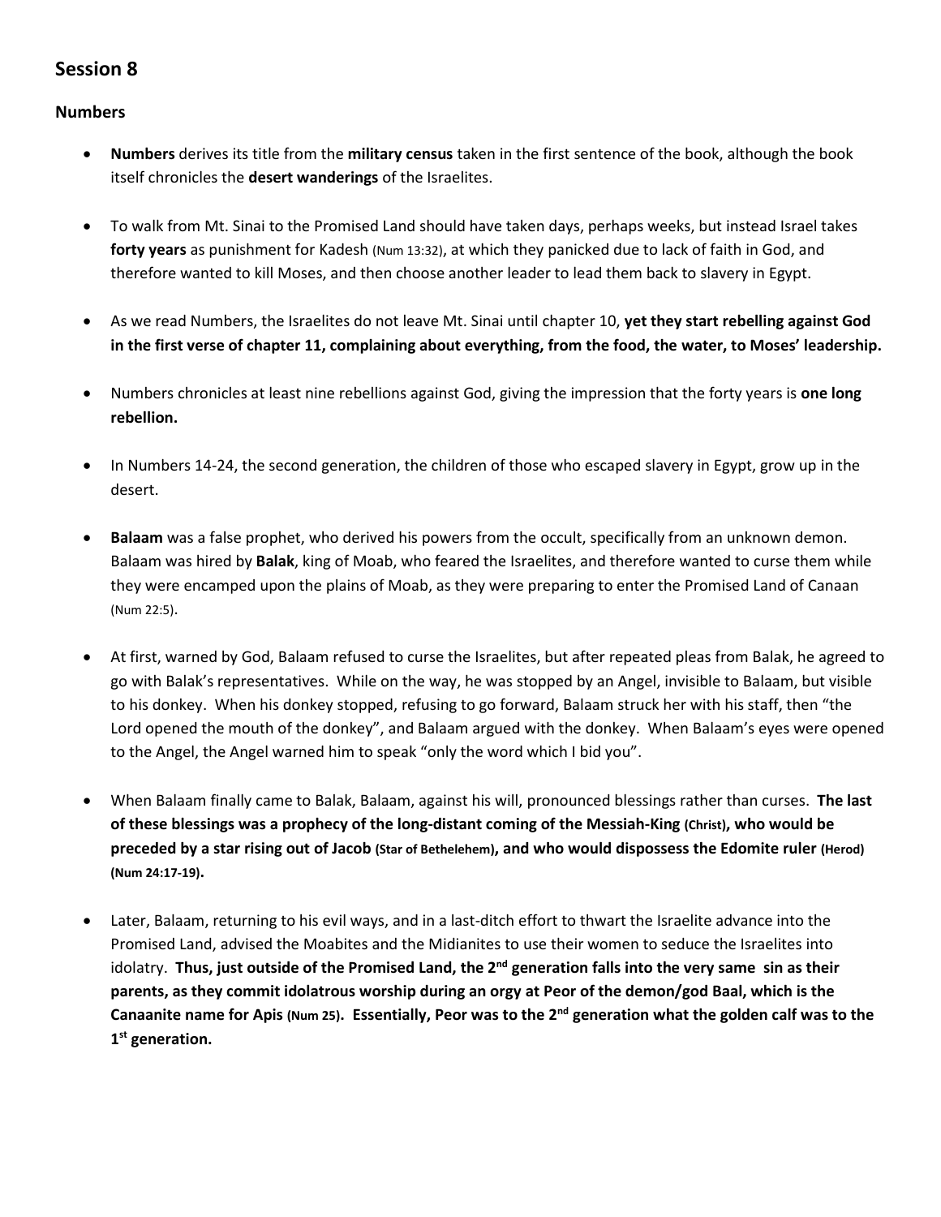## Session 8

### Numbers

- **Numbers** derives its title from the **military census** taken in the first sentence of the book, although the book itself chronicles the **desert wanderings** of the Israelites.

- To walk from Mt. Sinai to the Promised Land should have taken days, perhaps weeks, but instead Israel takes **forty years** as punishment for Kadesh (Num 13:32), at which they panicked due to lack of faith in God, and therefore wanted to kill Moses, and then choose another leader to lead them back to slavery in Egypt.

- As we read Numbers, the Israelites do not leave Mt. Sinai until chapter 10, **yet they start rebelling against God in the first verse of chapter 11, complaining about everything, from the food, the water, to Moses' leadership.**

- Numbers chronicles at least nine rebellions against God, giving the impression that the forty years is **one long rebellion.**

- In Numbers 14-24, the second generation, the children of those who escaped slavery in Egypt, grow up in the desert.

- **Balaam** was a false prophet, who derived his powers from the occult, specifically from an unknown demon. Balaam was hired by **Balak**, king of Moab, who feared the Israelites, and therefore wanted to curse them while they were encamped upon the plains of Moab, as they were preparing to enter the Promised Land of Canaan (Num 22:5).

- At first, warned by God, Balaam refused to curse the Israelites, but after repeated pleas from Balak, he agreed to go with Balak's representatives. While on the way, he was stopped by an Angel, invisible to Balaam, but visible to his donkey. When his donkey stopped, refusing to go forward, Balaam struck her with his staff, then "the Lord opened the mouth of the donkey", and Balaam argued with the donkey. When Balaam's eyes were opened to the Angel, the Angel warned him to speak "only the word which I bid you".

- When Balaam finally came to Balak, Balaam, against his will, pronounced blessings rather than curses. **The last of these blessings was a prophecy of the long-distant coming of the Messiah-King (Christ), who would be preceded by a star rising out of Jacob (Star of Bethelehem), and who would dispossess the Edomite ruler (Herod) (Num 24:17-19).**

- Later, Balaam, returning to his evil ways, and in a last-ditch effort to thwart the Israelite advance into the Promised Land, advised the Moabites and the Midianites to use their women to seduce the Israelites into idolatry. **Thus, just outside of the Promised Land, the 2nd generation falls into the very same sin as their parents, as they commit idolatrous worship during an orgy at Peor of the demon/god Baal, which is the Canaanite name for Apis (Num 25). Essentially, Peor was to the 2nd generation what the golden calf was to the 1st generation.**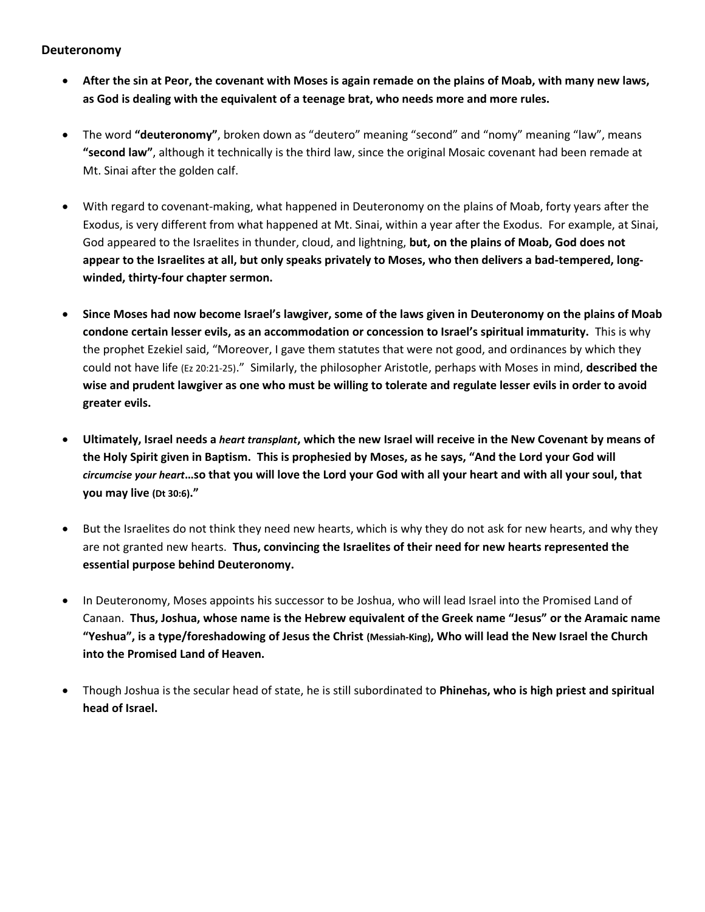### Deuteronomy

- **After the sin at Peor, the covenant with Moses is again remade on the plains of Moab, with many new laws, as God is dealing with the equivalent of a teenage brat, who needs more and more rules.**

- The word **"deuteronomy"**, broken down as "deutero" meaning "second" and "nomy" meaning "law", means **"second law"**, although it technically is the third law, since the original Mosaic covenant had been remade at Mt. Sinai after the golden calf.

- With regard to covenant-making, what happened in Deuteronomy on the plains of Moab, forty years after the Exodus, is very different from what happened at Mt. Sinai, within a year after the Exodus. For example, at Sinai, God appeared to the Israelites in thunder, cloud, and lightning, **but, on the plains of Moab, God does not appear to the Israelites at all, but only speaks privately to Moses, who then delivers a bad-tempered, long-winded, thirty-four chapter sermon.**

- **Since Moses had now become Israel's lawgiver, some of the laws given in Deuteronomy on the plains of Moab condone certain lesser evils, as an accommodation or concession to Israel's spiritual immaturity.** This is why the prophet Ezekiel said, "Moreover, I gave them statutes that were not good, and ordinances by which they could not have life (Ez 20:21-25)." Similarly, the philosopher Aristotle, perhaps with Moses in mind, **described the wise and prudent lawgiver as one who must be willing to tolerate and regulate lesser evils in order to avoid greater evils.**

- **Ultimately, Israel needs a *heart transplant*, which the new Israel will receive in the New Covenant by means of the Holy Spirit given in Baptism. This is prophesied by Moses, as he says, "And the Lord your God will *circumcise your heart*…so that you will love the Lord your God with all your heart and with all your soul, that you may live (Dt 30:6)."**

- But the Israelites do not think they need new hearts, which is why they do not ask for new hearts, and why they are not granted new hearts. **Thus, convincing the Israelites of their need for new hearts represented the essential purpose behind Deuteronomy.**

- In Deuteronomy, Moses appoints his successor to be Joshua, who will lead Israel into the Promised Land of Canaan. **Thus, Joshua, whose name is the Hebrew equivalent of the Greek name "Jesus" or the Aramaic name "Yeshua", is a type/foreshadowing of Jesus the Christ (Messiah-King), Who will lead the New Israel the Church into the Promised Land of Heaven.**

- Though Joshua is the secular head of state, he is still subordinated to **Phinehas, who is high priest and spiritual head of Israel.**